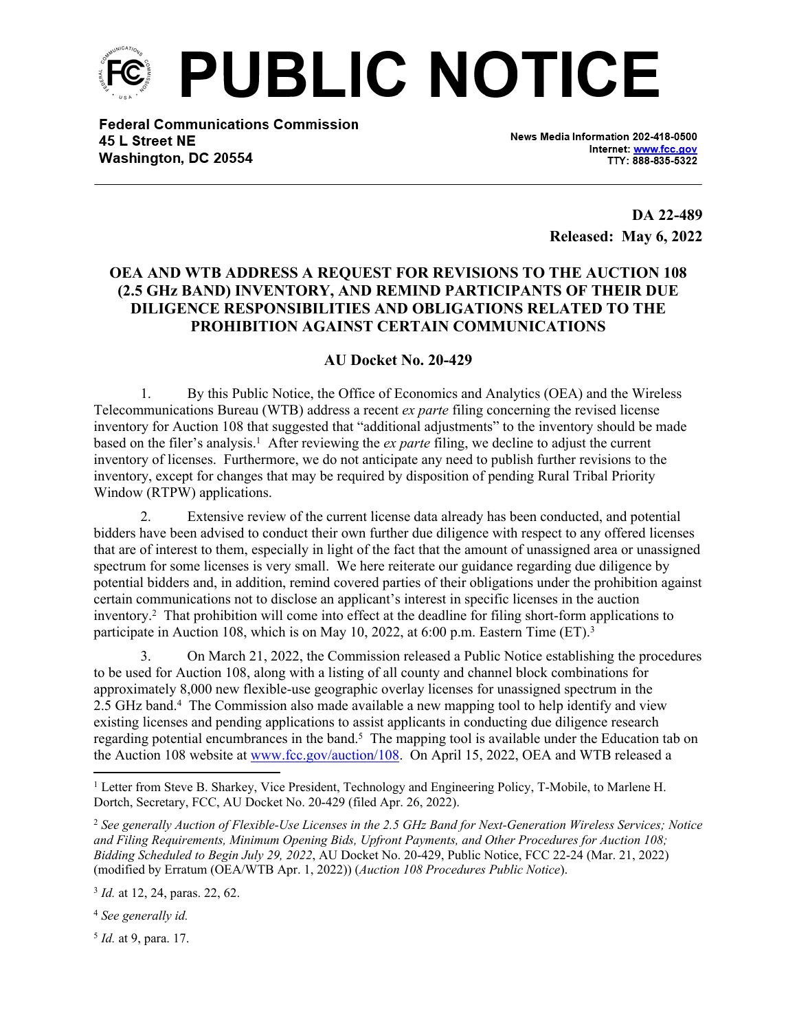# PUBLIC NOTICE

**Federal Communications Commission**
**45 L Street NE**
**Washington, DC 20554**

News Media Information 202-418-0500
Internet: www.fcc.gov
TTY: 888-835-5322

**DA 22-489**
**Released: May 6, 2022**

**OEA AND WTB ADDRESS A REQUEST FOR REVISIONS TO THE AUCTION 108 (2.5 GHz BAND) INVENTORY, AND REMIND PARTICIPANTS OF THEIR DUE DILIGENCE RESPONSIBILITIES AND OBLIGATIONS RELATED TO THE PROHIBITION AGAINST CERTAIN COMMUNICATIONS**

**AU Docket No. 20-429**

1. By this Public Notice, the Office of Economics and Analytics (OEA) and the Wireless Telecommunications Bureau (WTB) address a recent *ex parte* filing concerning the revised license inventory for Auction 108 that suggested that "additional adjustments" to the inventory should be made based on the filer's analysis.[1] After reviewing the *ex parte* filing, we decline to adjust the current inventory of licenses. Furthermore, we do not anticipate any need to publish further revisions to the inventory, except for changes that may be required by disposition of pending Rural Tribal Priority Window (RTPW) applications.

2. Extensive review of the current license data already has been conducted, and potential bidders have been advised to conduct their own further due diligence with respect to any offered licenses that are of interest to them, especially in light of the fact that the amount of unassigned area or unassigned spectrum for some licenses is very small. We here reiterate our guidance regarding due diligence by potential bidders and, in addition, remind covered parties of their obligations under the prohibition against certain communications not to disclose an applicant's interest in specific licenses in the auction inventory.[2] That prohibition will come into effect at the deadline for filing short-form applications to participate in Auction 108, which is on May 10, 2022, at 6:00 p.m. Eastern Time (ET).[3]

3. On March 21, 2022, the Commission released a Public Notice establishing the procedures to be used for Auction 108, along with a listing of all county and channel block combinations for approximately 8,000 new flexible-use geographic overlay licenses for unassigned spectrum in the 2.5 GHz band.[4] The Commission also made available a new mapping tool to help identify and view existing licenses and pending applications to assist applicants in conducting due diligence research regarding potential encumbrances in the band.[5] The mapping tool is available under the Education tab on the Auction 108 website at www.fcc.gov/auction/108. On April 15, 2022, OEA and WTB released a

---

[1] Letter from Steve B. Sharkey, Vice President, Technology and Engineering Policy, T-Mobile, to Marlene H. Dortch, Secretary, FCC, AU Docket No. 20-429 (filed Apr. 26, 2022).

[2] *See generally Auction of Flexible-Use Licenses in the 2.5 GHz Band for Next-Generation Wireless Services; Notice and Filing Requirements, Minimum Opening Bids, Upfront Payments, and Other Procedures for Auction 108; Bidding Scheduled to Begin July 29, 2022*, AU Docket No. 20-429, Public Notice, FCC 22-24 (Mar. 21, 2022) (modified by Erratum (OEA/WTB Apr. 1, 2022)) (*Auction 108 Procedures Public Notice*).

[3] *Id.* at 12, 24, paras. 22, 62.

[4] *See generally id.*

[5] *Id.* at 9, para. 17.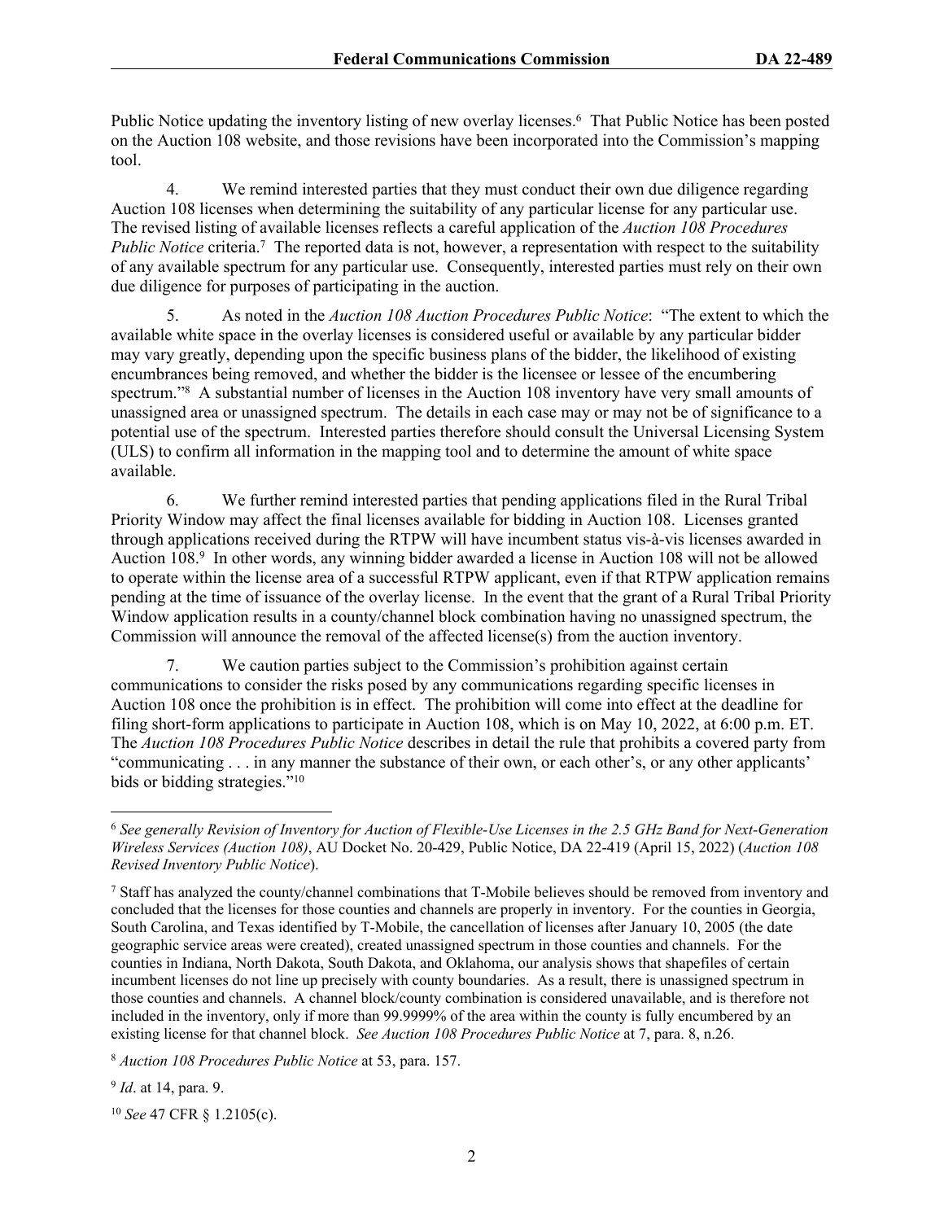Public Notice updating the inventory listing of new overlay licenses.[6] That Public Notice has been posted on the Auction 108 website, and those revisions have been incorporated into the Commission's mapping tool.

4. We remind interested parties that they must conduct their own due diligence regarding Auction 108 licenses when determining the suitability of any particular license for any particular use. The revised listing of available licenses reflects a careful application of the *Auction 108 Procedures Public Notice* criteria.[7] The reported data is not, however, a representation with respect to the suitability of any available spectrum for any particular use. Consequently, interested parties must rely on their own due diligence for purposes of participating in the auction.

5. As noted in the *Auction 108 Auction Procedures Public Notice*: "The extent to which the available white space in the overlay licenses is considered useful or available by any particular bidder may vary greatly, depending upon the specific business plans of the bidder, the likelihood of existing encumbrances being removed, and whether the bidder is the licensee or lessee of the encumbering spectrum."[8] A substantial number of licenses in the Auction 108 inventory have very small amounts of unassigned area or unassigned spectrum. The details in each case may or may not be of significance to a potential use of the spectrum. Interested parties therefore should consult the Universal Licensing System (ULS) to confirm all information in the mapping tool and to determine the amount of white space available.

6. We further remind interested parties that pending applications filed in the Rural Tribal Priority Window may affect the final licenses available for bidding in Auction 108. Licenses granted through applications received during the RTPW will have incumbent status vis-à-vis licenses awarded in Auction 108.[9] In other words, any winning bidder awarded a license in Auction 108 will not be allowed to operate within the license area of a successful RTPW applicant, even if that RTPW application remains pending at the time of issuance of the overlay license. In the event that the grant of a Rural Tribal Priority Window application results in a county/channel block combination having no unassigned spectrum, the Commission will announce the removal of the affected license(s) from the auction inventory.

7. We caution parties subject to the Commission's prohibition against certain communications to consider the risks posed by any communications regarding specific licenses in Auction 108 once the prohibition is in effect. The prohibition will come into effect at the deadline for filing short-form applications to participate in Auction 108, which is on May 10, 2022, at 6:00 p.m. ET. The *Auction 108 Procedures Public Notice* describes in detail the rule that prohibits a covered party from "communicating . . . in any manner the substance of their own, or each other's, or any other applicants' bids or bidding strategies."[10]

---

[6] *See generally Revision of Inventory for Auction of Flexible-Use Licenses in the 2.5 GHz Band for Next-Generation Wireless Services (Auction 108)*, AU Docket No. 20-429, Public Notice, DA 22-419 (April 15, 2022) (*Auction 108 Revised Inventory Public Notice*).

[7] Staff has analyzed the county/channel combinations that T-Mobile believes should be removed from inventory and concluded that the licenses for those counties and channels are properly in inventory. For the counties in Georgia, South Carolina, and Texas identified by T-Mobile, the cancellation of licenses after January 10, 2005 (the date geographic service areas were created), created unassigned spectrum in those counties and channels. For the counties in Indiana, North Dakota, South Dakota, and Oklahoma, our analysis shows that shapefiles of certain incumbent licenses do not line up precisely with county boundaries. As a result, there is unassigned spectrum in those counties and channels. A channel block/county combination is considered unavailable, and is therefore not included in the inventory, only if more than 99.9999% of the area within the county is fully encumbered by an existing license for that channel block. *See Auction 108 Procedures Public Notice* at 7, para. 8, n.26.

[8] *Auction 108 Procedures Public Notice* at 53, para. 157.

[9] *Id*. at 14, para. 9.

[10] *See* 47 CFR § 1.2105(c).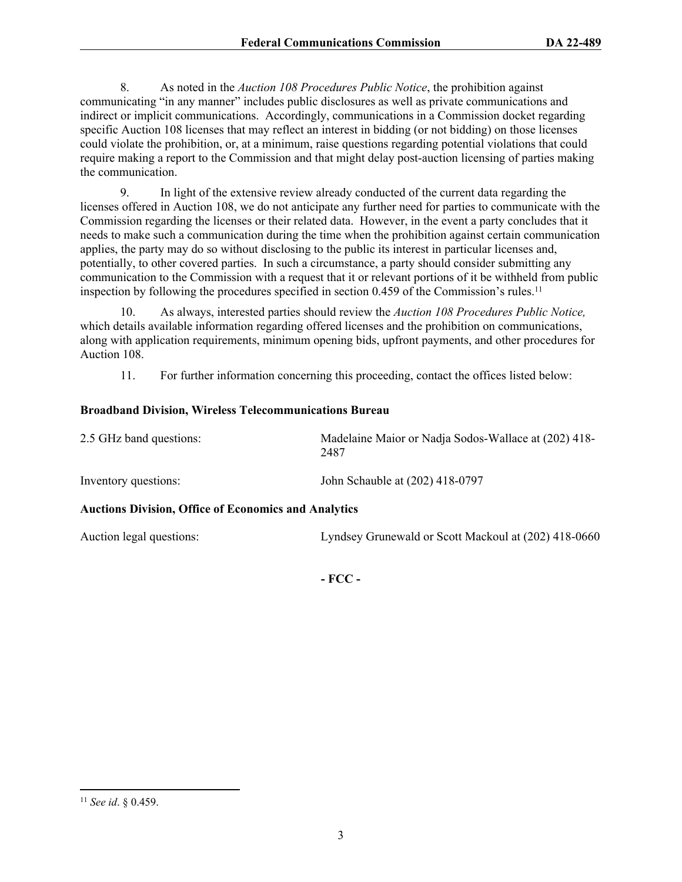8. As noted in the *Auction 108 Procedures Public Notice*, the prohibition against communicating "in any manner" includes public disclosures as well as private communications and indirect or implicit communications. Accordingly, communications in a Commission docket regarding specific Auction 108 licenses that may reflect an interest in bidding (or not bidding) on those licenses could violate the prohibition, or, at a minimum, raise questions regarding potential violations that could require making a report to the Commission and that might delay post-auction licensing of parties making the communication.

9. In light of the extensive review already conducted of the current data regarding the licenses offered in Auction 108, we do not anticipate any further need for parties to communicate with the Commission regarding the licenses or their related data. However, in the event a party concludes that it needs to make such a communication during the time when the prohibition against certain communication applies, the party may do so without disclosing to the public its interest in particular licenses and, potentially, to other covered parties. In such a circumstance, a party should consider submitting any communication to the Commission with a request that it or relevant portions of it be withheld from public inspection by following the procedures specified in section 0.459 of the Commission's rules.[11]

10. As always, interested parties should review the *Auction 108 Procedures Public Notice,* which details available information regarding offered licenses and the prohibition on communications, along with application requirements, minimum opening bids, upfront payments, and other procedures for Auction 108.

11. For further information concerning this proceeding, contact the offices listed below:

**Broadband Division, Wireless Telecommunications Bureau**

| | |
|---|---|
| 2.5 GHz band questions: | Madelaine Maior or Nadja Sodos-Wallace at (202) 418-2487 |
| Inventory questions: | John Schauble at (202) 418-0797 |

**Auctions Division, Office of Economics and Analytics**

| | |
|---|---|
| Auction legal questions: | Lyndsey Grunewald or Scott Mackoul at (202) 418-0660 |

**- FCC -**

[11] *See id*. § 0.459.